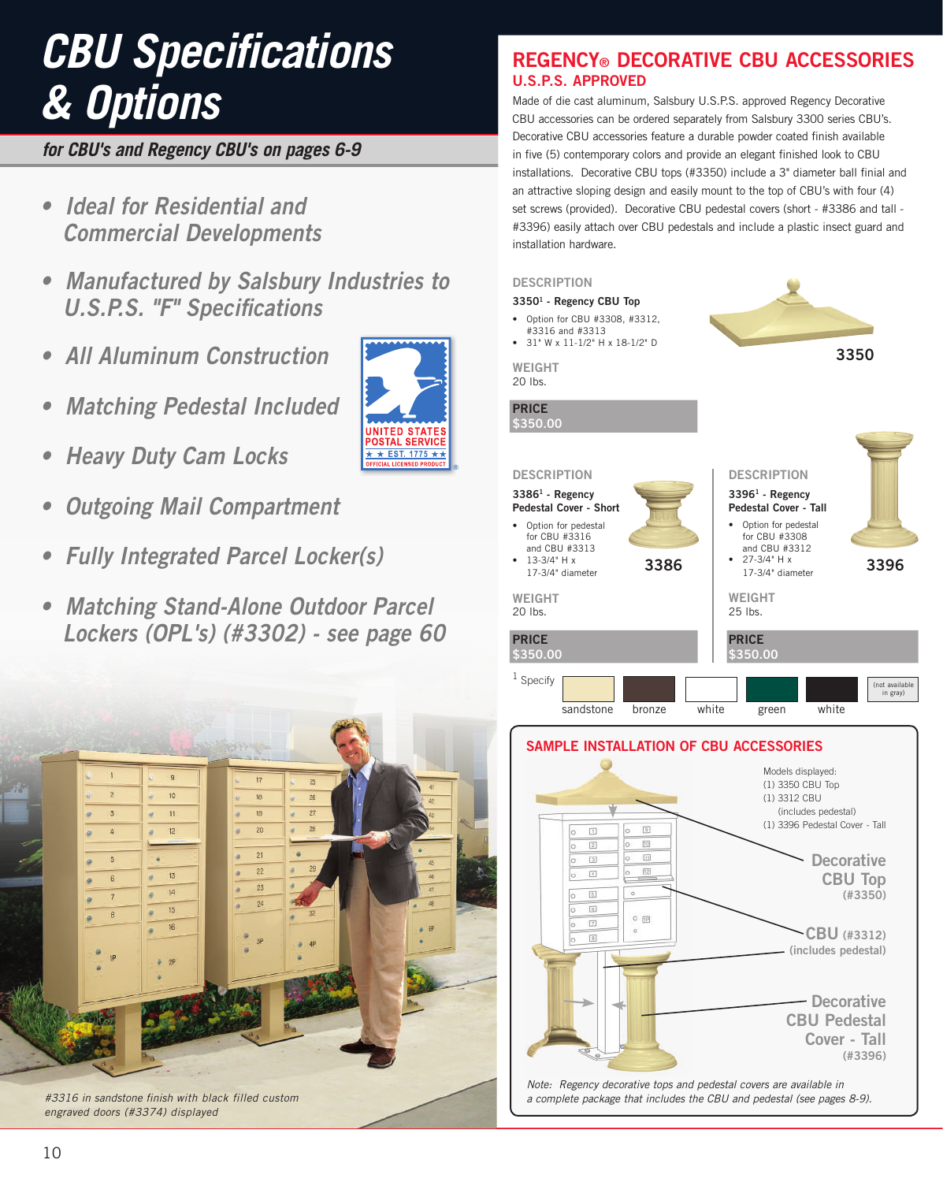# CBU Specifications & Options

*for CBU's and Regency CBU's on pages 6-9*

- *Ideal for Residential and Commercial Developments*
- *Manufactured by Salsbury Industries to U.S.P.S. "F" Specifications*
- *All Aluminum Construction*
- *Matching Pedestal Included*
- *Heavy Duty Cam Locks*
- *Outgoing Mail Compartment*
- *Fully Integrated Parcel Locker(s)*
- *Matching Stand-Alone Outdoor Parcel Lockers (OPL's) (#3302) - see page 60*

UNITED STATES POSTAL SERVICE ★ ★ EST. 1775 ★ ★ OFFICIAL LICENSED PRODUCT

*#3316 in sandstone finish with black filled custom engraved doors (#3374) displayed*

## REGENCY® DECORATIVE CBU ACCESSORIES

### U.S.P.S. APPROVED

Made of die cast aluminum, Salsbury U.S.P.S. approved Regency Decorative CBU accessories can be ordered separately from Salsbury 3300 series CBU's. Decorative CBU accessories feature a durable powder coated finish available in five (5) contemporary colors and provide an elegant finished look to CBU installations. Decorative CBU tops (#3350) include a 3" diameter ball finial and an attractive sloping design and easily mount to the top of CBU's with four (4) set screws (provided). Decorative CBU pedestal covers (short - #3386 and tall - #3396) easily attach over CBU pedestals and include a plastic insect guard and installation hardware.

**DESCRIPTION**

**3350[1] - Regency CBU Top**

- Option for CBU #3308, #3312, #3316 and #3313
- 31" W x 11-1/2" H x 18-1/2" D

**3350**

**WEIGHT**

20 lbs.

**PRICE**

$350.00

**DESCRIPTION**

**3386[1] - Regency Pedestal Cover - Short**

- Option for pedestal for CBU #3316 and CBU #3313
- 13-3/4" H x 17-3/4" diameter

**3386**

**WEIGHT**

20 lbs.

**PRICE**

$350.00

**DESCRIPTION**

**3396[1] - Regency Pedestal Cover - Tall**

- Option for pedestal for CBU #3308 and CBU #3312
- 27-3/4" H x 17-3/4" diameter

**3396**

**WEIGHT**

25 lbs.

**PRICE**

$350.00

[1] Specify: sandstone, bronze, white, green, white (not available in gray)

### SAMPLE INSTALLATION OF CBU ACCESSORIES

Models displayed:
(1) 3350 CBU Top
(1) 3312 CBU (includes pedestal)
(1) 3396 Pedestal Cover - Tall

Decorative CBU Top (#3350)

CBU (#3312) (includes pedestal)

Decorative CBU Pedestal Cover - Tall (#3396)

*Note: Regency decorative tops and pedestal covers are available in a complete package that includes the CBU and pedestal (see pages 8-9).*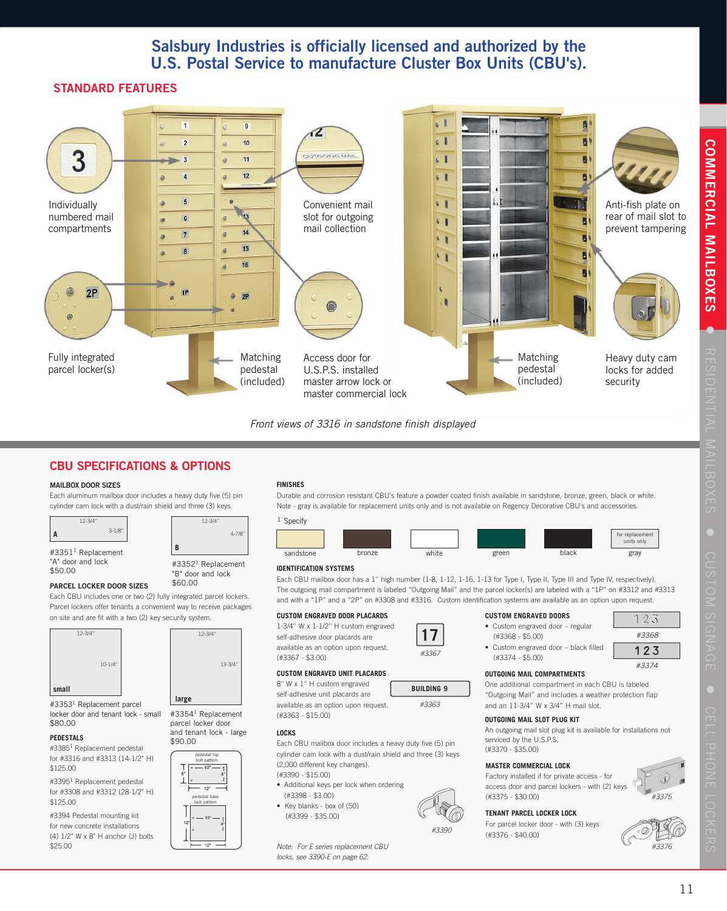# Salsbury Industries is officially licensed and authorized by the U.S. Postal Service to manufacture Cluster Box Units (CBU's).

## STANDARD FEATURES

Individually numbered mail compartments

Convenient mail slot for outgoing mail collection

Anti-fish plate on rear of mail slot to prevent tampering

Fully integrated parcel locker(s)

Matching pedestal (included)

Access door for U.S.P.S. installed master arrow lock or master commercial lock

Matching pedestal (included)

Heavy duty cam locks for added security

*Front views of 3316 in sandstone finish displayed*

## CBU SPECIFICATIONS & OPTIONS

### MAILBOX DOOR SIZES

Each aluminum mailbox door includes a heavy duty five (5) pin cylinder cam lock with a dust/rain shield and three (3) keys.

A: 12-3/4" × 3-1/8"

#3351[1] Replacement "A" door and lock
$50.00

B: 12-3/4" × 4-7/8"

#3352[1] Replacement "B" door and lock
$60.00

### PARCEL LOCKER DOOR SIZES

Each CBU includes one or two (2) fully integrated parcel lockers. Parcel lockers offer tenants a convenient way to receive packages on site and are fit with a two (2) key security system.

small: 12-3/4" × 10-1/4"

#3353[1] Replacement parcel locker door and tenant lock - small
$80.00

large: 12-3/4" × 13-3/4"

#3354[1] Replacement parcel locker door and tenant lock - large
$90.00

### PEDESTALS

#3385[1] Replacement pedestal for #3316 and #3313 (14-1/2" H)
$125.00

#3395[1] Replacement pedestal for #3308 and #3312 (28-1/2" H)
$125.00

#3394 Pedestal mounting kit for new concrete installations (4) 1/2" W x 8" H anchor (J) bolts
$25.00

pedestal top bolt pattern: 10", 6", 4", 12"

pedestal base bolt pattern: 10", 12", 4", 12"

### FINISHES

Durable and corrosion resistant CBU's feature a powder coated finish available in sandstone, bronze, green, black or white. Note - gray is available for replacement units only and is not available on Regency Decorative CBU's and accessories.

[1] Specify

sandstone | bronze | white | green | black | gray (for replacement units only)

### IDENTIFICATION SYSTEMS

Each CBU mailbox door has a 1" high number (1-8, 1-12, 1-16, 1-13 for Type I, Type II, Type III and Type IV, respectively). The outgoing mail compartment is labeled "Outgoing Mail" and the parcel locker(s) are labeled with a "1P" on #3312 and #3313 and with a "1P" and a "2P" on #3308 and #3316. Custom identification systems are available as an option upon request.

### CUSTOM ENGRAVED DOOR PLACARDS

1-3/4" W x 1-1/2" H custom engraved self-adhesive door placards are available as an option upon request. (#3367 - $3.00)

17 — #3367

### CUSTOM ENGRAVED UNIT PLACARDS

8" W x 1" H custom engraved self-adhesive unit placards are available as an option upon request. (#3363 - $15.00)

BUILDING 9 — #3363

### LOCKS

Each CBU mailbox door includes a heavy duty five (5) pin cylinder cam lock with a dust/rain shield and three (3) keys (2,000 different key changes).
(#3390 - $15.00)

- Additional keys per lock when ordering (#3398 - $3.00)
- Key blanks - box of (50) (#3399 - $35.00)

#3390

*Note: For E series replacement CBU locks, see 3390-E on page 62.*

### CUSTOM ENGRAVED DOORS

- Custom engraved door – regular (#3368 - $5.00)
- Custom engraved door – black filled (#3374 - $5.00)

123 — #3368

123 — #3374

### OUTGOING MAIL COMPARTMENTS

One additional compartment in each CBU is labeled "Outgoing Mail" and includes a weather protection flap and an 11-3/4" W x 3/4" H mail slot.

### OUTGOING MAIL SLOT PLUG KIT

An outgoing mail slot plug kit is available for installations not serviced by the U.S.P.S.
(#3370 - $35.00)

### MASTER COMMERCIAL LOCK

Factory installed if for private access - for access door and parcel lockers - with (2) keys (#3375 - $30.00)

#3375

### TENANT PARCEL LOCKER LOCK

For parcel locker door - with (3) keys
(#3376 - $40.00)

#3376

COMMERCIAL MAILBOXES • RESIDENTIAL MAILBOXES • CUSTOM SIGNAGE • CELL PHONE LOCKERS